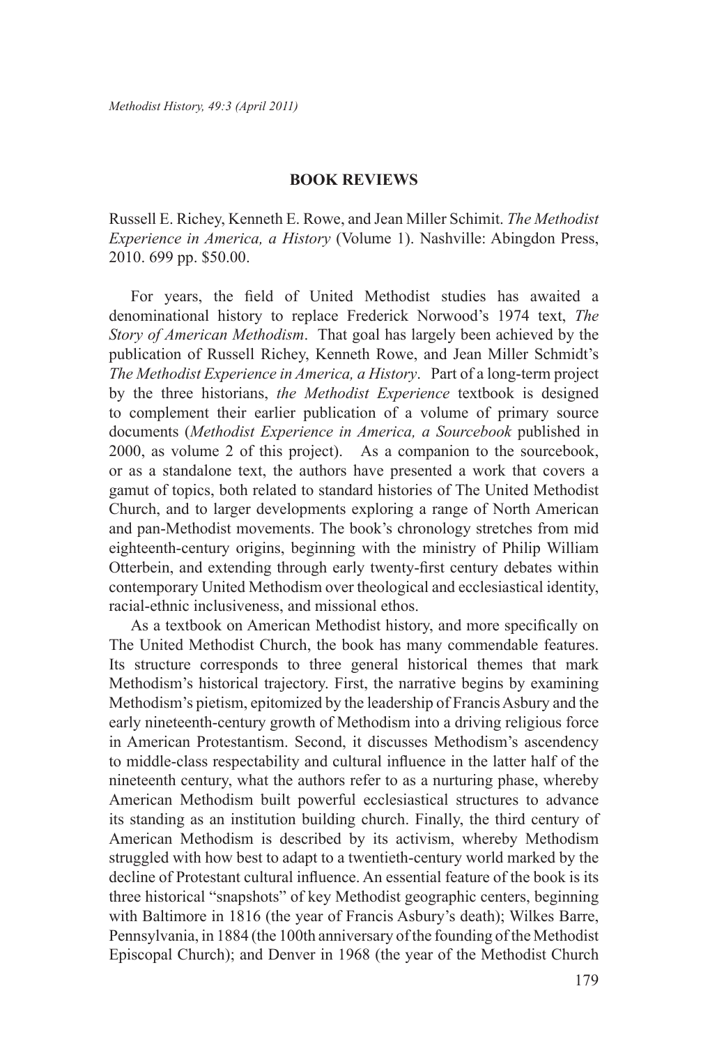## BOOK REVIEWS

Russell E. Richey, Kenneth E. Rowe, and Jean Miller Schimit. *The Methodist Experience in America, a History* (Volume 1). Nashville: Abingdon Press, 2010. 699 pp. $50.00.

For years, the field of United Methodist studies has awaited a denominational history to replace Frederick Norwood's 1974 text, *The Story of American Methodism*. That goal has largely been achieved by the publication of Russell Richey, Kenneth Rowe, and Jean Miller Schmidt's *The Methodist Experience in America, a History*. Part of a long-term project by the three historians, *the Methodist Experience* textbook is designed to complement their earlier publication of a volume of primary source documents (*Methodist Experience in America, a Sourcebook* published in 2000, as volume 2 of this project). As a companion to the sourcebook, or as a standalone text, the authors have presented a work that covers a gamut of topics, both related to standard histories of The United Methodist Church, and to larger developments exploring a range of North American and pan-Methodist movements. The book's chronology stretches from mid eighteenth-century origins, beginning with the ministry of Philip William Otterbein, and extending through early twenty-first century debates within contemporary United Methodism over theological and ecclesiastical identity, racial-ethnic inclusiveness, and missional ethos.

As a textbook on American Methodist history, and more specifically on The United Methodist Church, the book has many commendable features. Its structure corresponds to three general historical themes that mark Methodism's historical trajectory. First, the narrative begins by examining Methodism's pietism, epitomized by the leadership of Francis Asbury and the early nineteenth-century growth of Methodism into a driving religious force in American Protestantism. Second, it discusses Methodism's ascendency to middle-class respectability and cultural influence in the latter half of the nineteenth century, what the authors refer to as a nurturing phase, whereby American Methodism built powerful ecclesiastical structures to advance its standing as an institution building church. Finally, the third century of American Methodism is described by its activism, whereby Methodism struggled with how best to adapt to a twentieth-century world marked by the decline of Protestant cultural influence. An essential feature of the book is its three historical "snapshots" of key Methodist geographic centers, beginning with Baltimore in 1816 (the year of Francis Asbury's death); Wilkes Barre, Pennsylvania, in 1884 (the 100th anniversary of the founding of the Methodist Episcopal Church); and Denver in 1968 (the year of the Methodist Church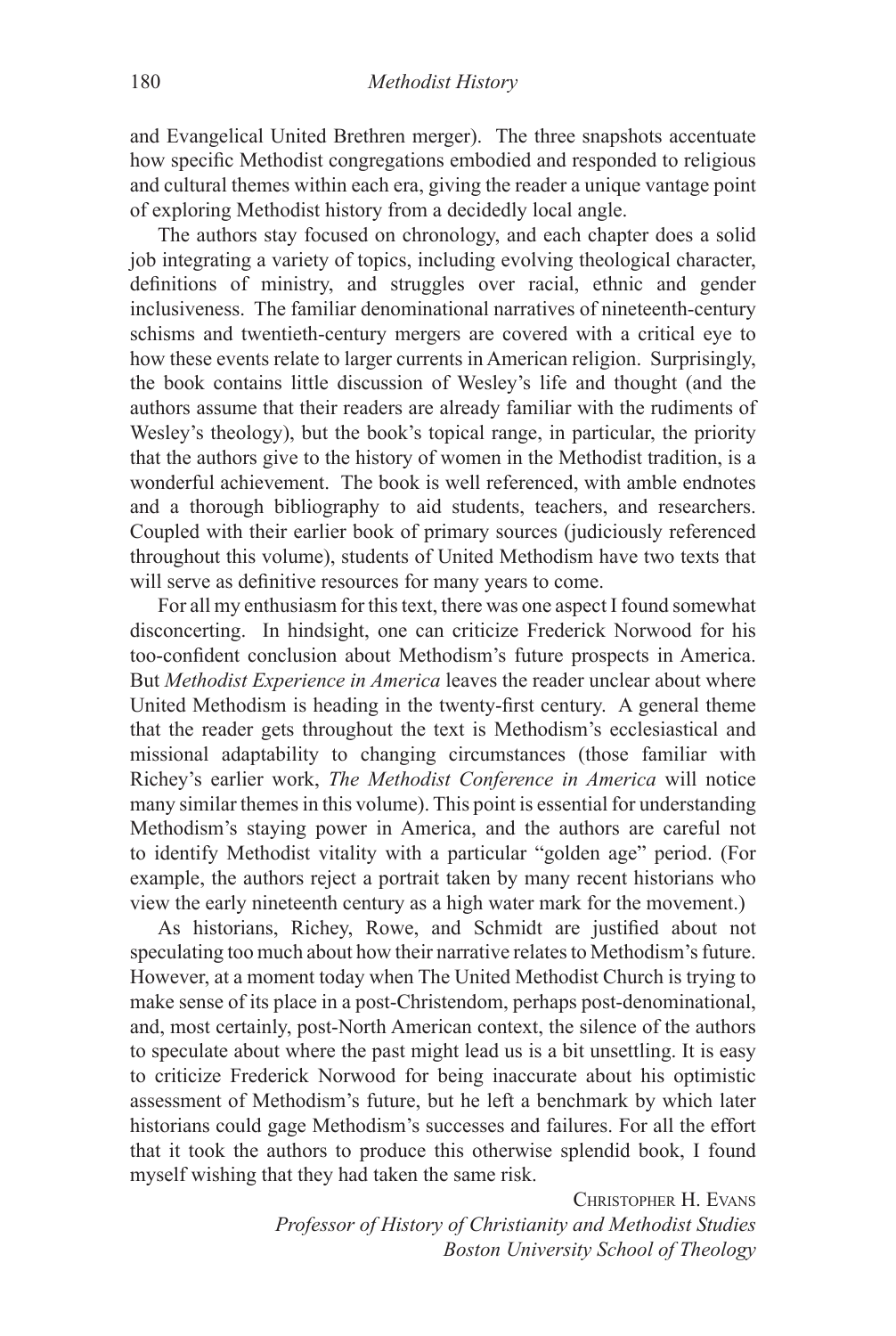and Evangelical United Brethren merger). The three snapshots accentuate how specific Methodist congregations embodied and responded to religious and cultural themes within each era, giving the reader a unique vantage point of exploring Methodist history from a decidedly local angle.

The authors stay focused on chronology, and each chapter does a solid job integrating a variety of topics, including evolving theological character, definitions of ministry, and struggles over racial, ethnic and gender inclusiveness. The familiar denominational narratives of nineteenth-century schisms and twentieth-century mergers are covered with a critical eye to how these events relate to larger currents in American religion. Surprisingly, the book contains little discussion of Wesley's life and thought (and the authors assume that their readers are already familiar with the rudiments of Wesley's theology), but the book's topical range, in particular, the priority that the authors give to the history of women in the Methodist tradition, is a wonderful achievement. The book is well referenced, with amble endnotes and a thorough bibliography to aid students, teachers, and researchers. Coupled with their earlier book of primary sources (judiciously referenced throughout this volume), students of United Methodism have two texts that will serve as definitive resources for many years to come.

For all my enthusiasm for this text, there was one aspect I found somewhat disconcerting. In hindsight, one can criticize Frederick Norwood for his too-confident conclusion about Methodism's future prospects in America. But *Methodist Experience in America* leaves the reader unclear about where United Methodism is heading in the twenty-first century. A general theme that the reader gets throughout the text is Methodism's ecclesiastical and missional adaptability to changing circumstances (those familiar with Richey's earlier work, *The Methodist Conference in America* will notice many similar themes in this volume). This point is essential for understanding Methodism's staying power in America, and the authors are careful not to identify Methodist vitality with a particular "golden age" period. (For example, the authors reject a portrait taken by many recent historians who view the early nineteenth century as a high water mark for the movement.)

As historians, Richey, Rowe, and Schmidt are justified about not speculating too much about how their narrative relates to Methodism's future. However, at a moment today when The United Methodist Church is trying to make sense of its place in a post-Christendom, perhaps post-denominational, and, most certainly, post-North American context, the silence of the authors to speculate about where the past might lead us is a bit unsettling. It is easy to criticize Frederick Norwood for being inaccurate about his optimistic assessment of Methodism's future, but he left a benchmark by which later historians could gage Methodism's successes and failures. For all the effort that it took the authors to produce this otherwise splendid book, I found myself wishing that they had taken the same risk.

Christopher H. Evans
*Professor of History of Christianity and Methodist Studies*
*Boston University School of Theology*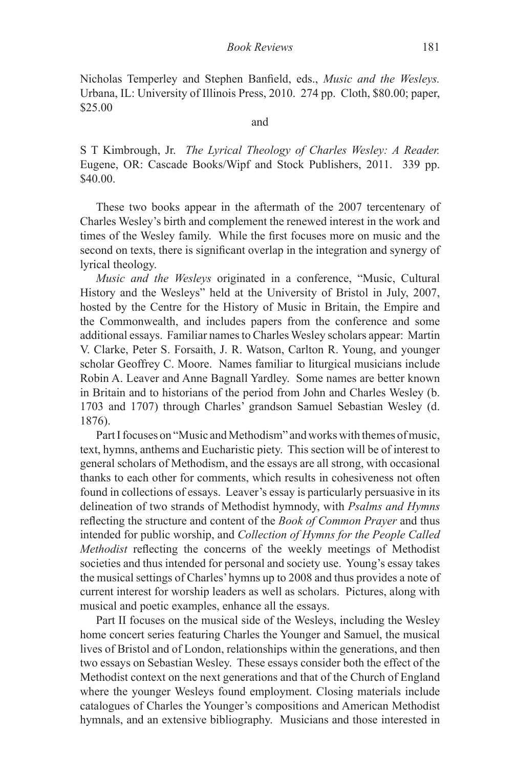Nicholas Temperley and Stephen Banfield, eds., *Music and the Wesleys.* Urbana, IL: University of Illinois Press, 2010. 274 pp. Cloth, $80.00; paper, $25.00

and

S T Kimbrough, Jr. *The Lyrical Theology of Charles Wesley: A Reader.* Eugene, OR: Cascade Books/Wipf and Stock Publishers, 2011. 339 pp. $40.00.

These two books appear in the aftermath of the 2007 tercentenary of Charles Wesley's birth and complement the renewed interest in the work and times of the Wesley family. While the first focuses more on music and the second on texts, there is significant overlap in the integration and synergy of lyrical theology.

*Music and the Wesleys* originated in a conference, "Music, Cultural History and the Wesleys" held at the University of Bristol in July, 2007, hosted by the Centre for the History of Music in Britain, the Empire and the Commonwealth, and includes papers from the conference and some additional essays. Familiar names to Charles Wesley scholars appear: Martin V. Clarke, Peter S. Forsaith, J. R. Watson, Carlton R. Young, and younger scholar Geoffrey C. Moore. Names familiar to liturgical musicians include Robin A. Leaver and Anne Bagnall Yardley. Some names are better known in Britain and to historians of the period from John and Charles Wesley (b. 1703 and 1707) through Charles' grandson Samuel Sebastian Wesley (d. 1876).

Part I focuses on "Music and Methodism" and works with themes of music, text, hymns, anthems and Eucharistic piety. This section will be of interest to general scholars of Methodism, and the essays are all strong, with occasional thanks to each other for comments, which results in cohesiveness not often found in collections of essays. Leaver's essay is particularly persuasive in its delineation of two strands of Methodist hymnody, with *Psalms and Hymns* reflecting the structure and content of the *Book of Common Prayer* and thus intended for public worship, and *Collection of Hymns for the People Called Methodist* reflecting the concerns of the weekly meetings of Methodist societies and thus intended for personal and society use. Young's essay takes the musical settings of Charles' hymns up to 2008 and thus provides a note of current interest for worship leaders as well as scholars. Pictures, along with musical and poetic examples, enhance all the essays.

Part II focuses on the musical side of the Wesleys, including the Wesley home concert series featuring Charles the Younger and Samuel, the musical lives of Bristol and of London, relationships within the generations, and then two essays on Sebastian Wesley. These essays consider both the effect of the Methodist context on the next generations and that of the Church of England where the younger Wesleys found employment. Closing materials include catalogues of Charles the Younger's compositions and American Methodist hymnals, and an extensive bibliography. Musicians and those interested in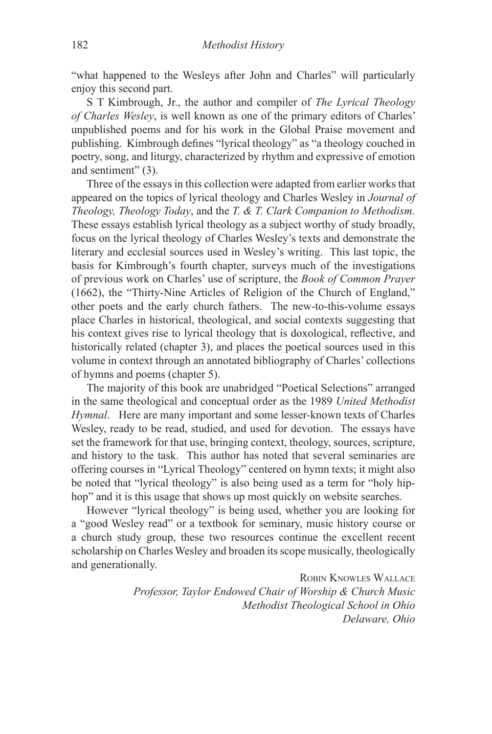"what happened to the Wesleys after John and Charles" will particularly enjoy this second part.

S T Kimbrough, Jr., the author and compiler of *The Lyrical Theology of Charles Wesley*, is well known as one of the primary editors of Charles' unpublished poems and for his work in the Global Praise movement and publishing. Kimbrough defines "lyrical theology" as "a theology couched in poetry, song, and liturgy, characterized by rhythm and expressive of emotion and sentiment" (3).

Three of the essays in this collection were adapted from earlier works that appeared on the topics of lyrical theology and Charles Wesley in *Journal of Theology, Theology Today*, and the *T. & T. Clark Companion to Methodism.* These essays establish lyrical theology as a subject worthy of study broadly, focus on the lyrical theology of Charles Wesley's texts and demonstrate the literary and ecclesial sources used in Wesley's writing. This last topic, the basis for Kimbrough's fourth chapter, surveys much of the investigations of previous work on Charles' use of scripture, the *Book of Common Prayer* (1662), the "Thirty-Nine Articles of Religion of the Church of England," other poets and the early church fathers. The new-to-this-volume essays place Charles in historical, theological, and social contexts suggesting that his context gives rise to lyrical theology that is doxological, reflective, and historically related (chapter 3), and places the poetical sources used in this volume in context through an annotated bibliography of Charles' collections of hymns and poems (chapter 5).

The majority of this book are unabridged "Poetical Selections" arranged in the same theological and conceptual order as the 1989 *United Methodist Hymnal*. Here are many important and some lesser-known texts of Charles Wesley, ready to be read, studied, and used for devotion. The essays have set the framework for that use, bringing context, theology, sources, scripture, and history to the task. This author has noted that several seminaries are offering courses in "Lyrical Theology" centered on hymn texts; it might also be noted that "lyrical theology" is also being used as a term for "holy hip-hop" and it is this usage that shows up most quickly on website searches.

However "lyrical theology" is being used, whether you are looking for a "good Wesley read" or a textbook for seminary, music history course or a church study group, these two resources continue the excellent recent scholarship on Charles Wesley and broaden its scope musically, theologically and generationally.

Robin Knowles Wallace
*Professor, Taylor Endowed Chair of Worship & Church Music*
*Methodist Theological School in Ohio*
*Delaware, Ohio*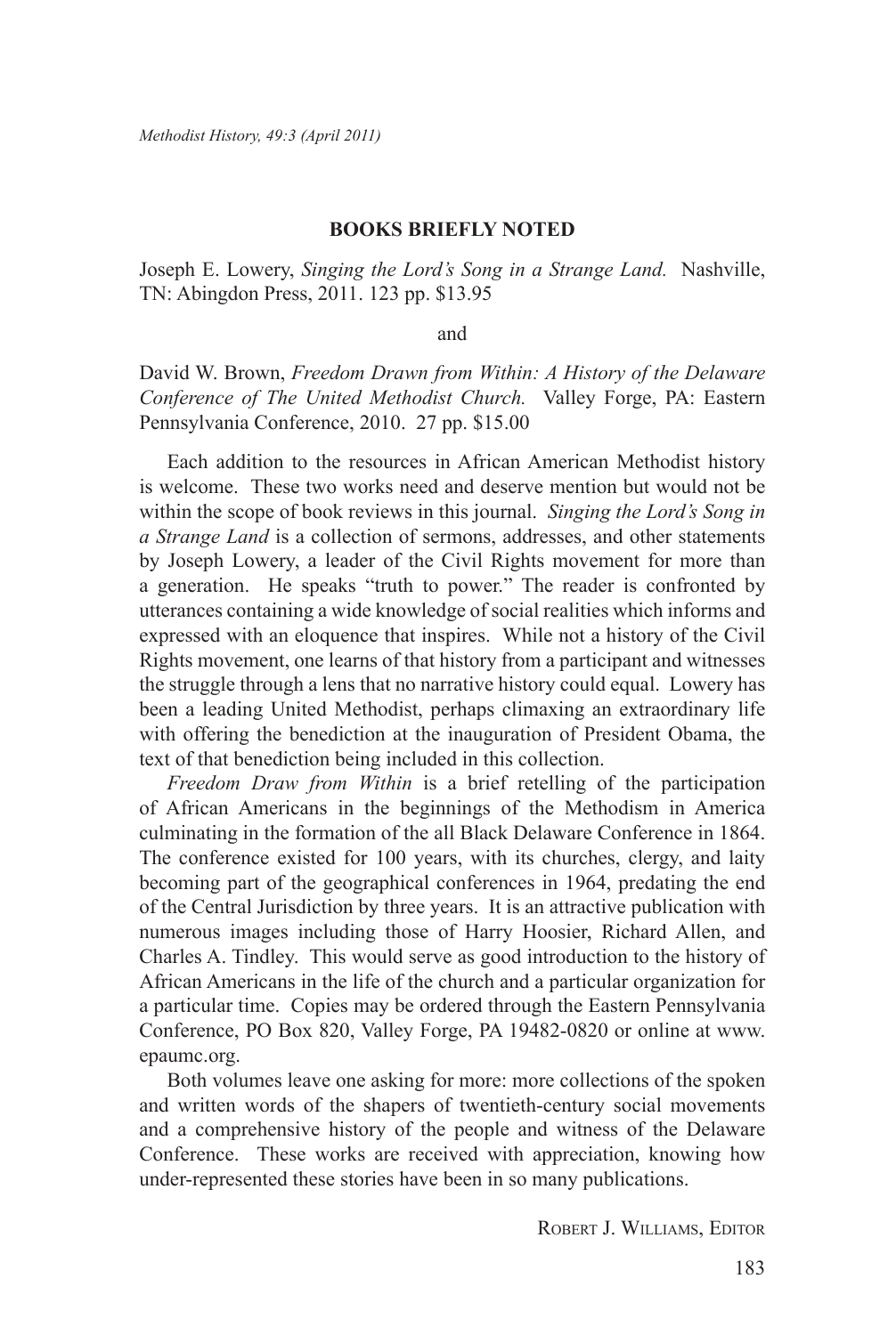## BOOKS BRIEFLY NOTED

Joseph E. Lowery, *Singing the Lord's Song in a Strange Land.* Nashville, TN: Abingdon Press, 2011. 123 pp. $13.95

and

David W. Brown, *Freedom Drawn from Within: A History of the Delaware Conference of The United Methodist Church.* Valley Forge, PA: Eastern Pennsylvania Conference, 2010. 27 pp. $15.00

Each addition to the resources in African American Methodist history is welcome. These two works need and deserve mention but would not be within the scope of book reviews in this journal. *Singing the Lord's Song in a Strange Land* is a collection of sermons, addresses, and other statements by Joseph Lowery, a leader of the Civil Rights movement for more than a generation. He speaks "truth to power." The reader is confronted by utterances containing a wide knowledge of social realities which informs and expressed with an eloquence that inspires. While not a history of the Civil Rights movement, one learns of that history from a participant and witnesses the struggle through a lens that no narrative history could equal. Lowery has been a leading United Methodist, perhaps climaxing an extraordinary life with offering the benediction at the inauguration of President Obama, the text of that benediction being included in this collection.

*Freedom Draw from Within* is a brief retelling of the participation of African Americans in the beginnings of the Methodism in America culminating in the formation of the all Black Delaware Conference in 1864. The conference existed for 100 years, with its churches, clergy, and laity becoming part of the geographical conferences in 1964, predating the end of the Central Jurisdiction by three years. It is an attractive publication with numerous images including those of Harry Hoosier, Richard Allen, and Charles A. Tindley. This would serve as good introduction to the history of African Americans in the life of the church and a particular organization for a particular time. Copies may be ordered through the Eastern Pennsylvania Conference, PO Box 820, Valley Forge, PA 19482-0820 or online at www.epaumc.org.

Both volumes leave one asking for more: more collections of the spoken and written words of the shapers of twentieth-century social movements and a comprehensive history of the people and witness of the Delaware Conference. These works are received with appreciation, knowing how under-represented these stories have been in so many publications.

Robert J. Williams, Editor